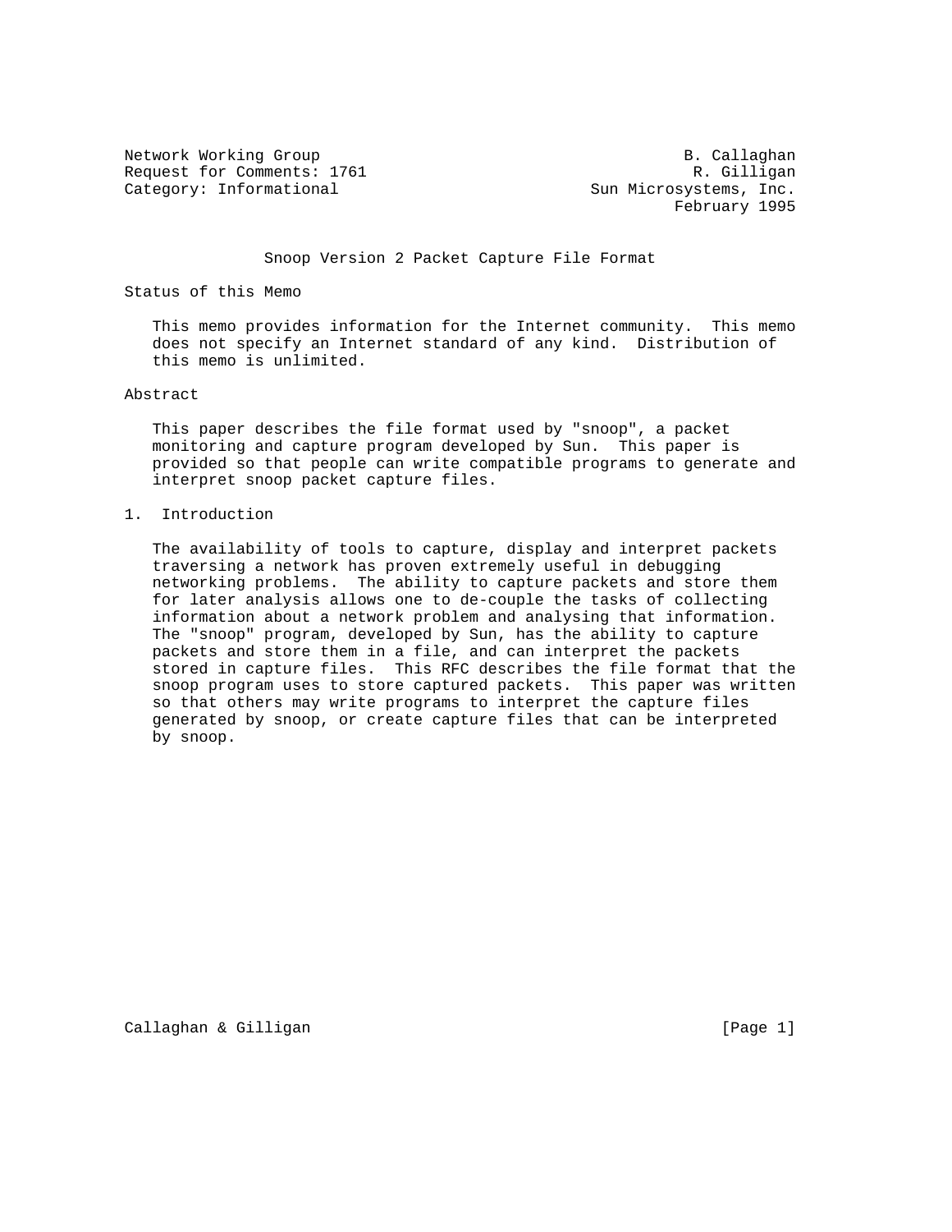Network Working Group — B. Callaghan
Request for Comments: 1761 — R. Gilligan
Category: Informational — Sun Microsystems, Inc.
February 1995

# Snoop Version 2 Packet Capture File Format

## Status of this Memo

This memo provides information for the Internet community. This memo does not specify an Internet standard of any kind. Distribution of this memo is unlimited.

## Abstract

This paper describes the file format used by "snoop", a packet monitoring and capture program developed by Sun. This paper is provided so that people can write compatible programs to generate and interpret snoop packet capture files.

## 1. Introduction

The availability of tools to capture, display and interpret packets traversing a network has proven extremely useful in debugging networking problems. The ability to capture packets and store them for later analysis allows one to de-couple the tasks of collecting information about a network problem and analysing that information. The "snoop" program, developed by Sun, has the ability to capture packets and store them in a file, and can interpret the packets stored in capture files. This RFC describes the file format that the snoop program uses to store captured packets. This paper was written so that others may write programs to interpret the capture files generated by snoop, or create capture files that can be interpreted by snoop.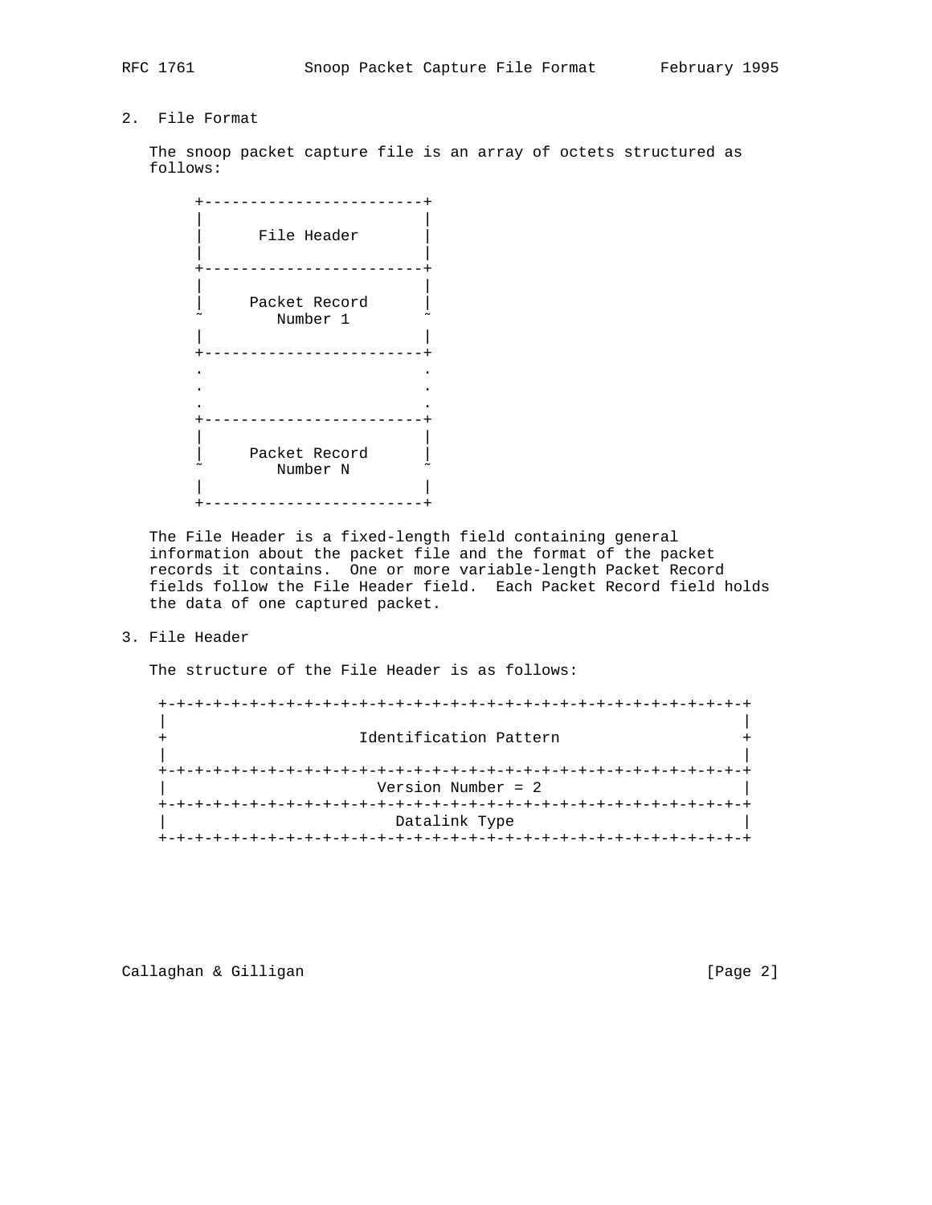## 2. File Format

The snoop packet capture file is an array of octets structured as follows:

```
+------------------------+
|                        |
|      File Header       |
|                        |
+------------------------+
|                        |
|     Packet Record      |
~        Number 1        ~
|                        |
+------------------------+
.                        .
.                        .
.                        .
+------------------------+
|                        |
|     Packet Record      |
~        Number N        ~
|                        |
+------------------------+
```

The File Header is a fixed-length field containing general information about the packet file and the format of the packet records it contains. One or more variable-length Packet Record fields follow the File Header field. Each Packet Record field holds the data of one captured packet.

## 3. File Header

The structure of the File Header is as follows:

```
+-+-+-+-+-+-+-+-+-+-+-+-+-+-+-+-+-+-+-+-+-+-+-+-+-+-+-+-+-+-+-+-+
|                                                               |
+                     Identification Pattern                    +
|                                                               |
+-+-+-+-+-+-+-+-+-+-+-+-+-+-+-+-+-+-+-+-+-+-+-+-+-+-+-+-+-+-+-+-+
|                       Version Number = 2                      |
+-+-+-+-+-+-+-+-+-+-+-+-+-+-+-+-+-+-+-+-+-+-+-+-+-+-+-+-+-+-+-+-+
|                         Datalink Type                         |
+-+-+-+-+-+-+-+-+-+-+-+-+-+-+-+-+-+-+-+-+-+-+-+-+-+-+-+-+-+-+-+-+
```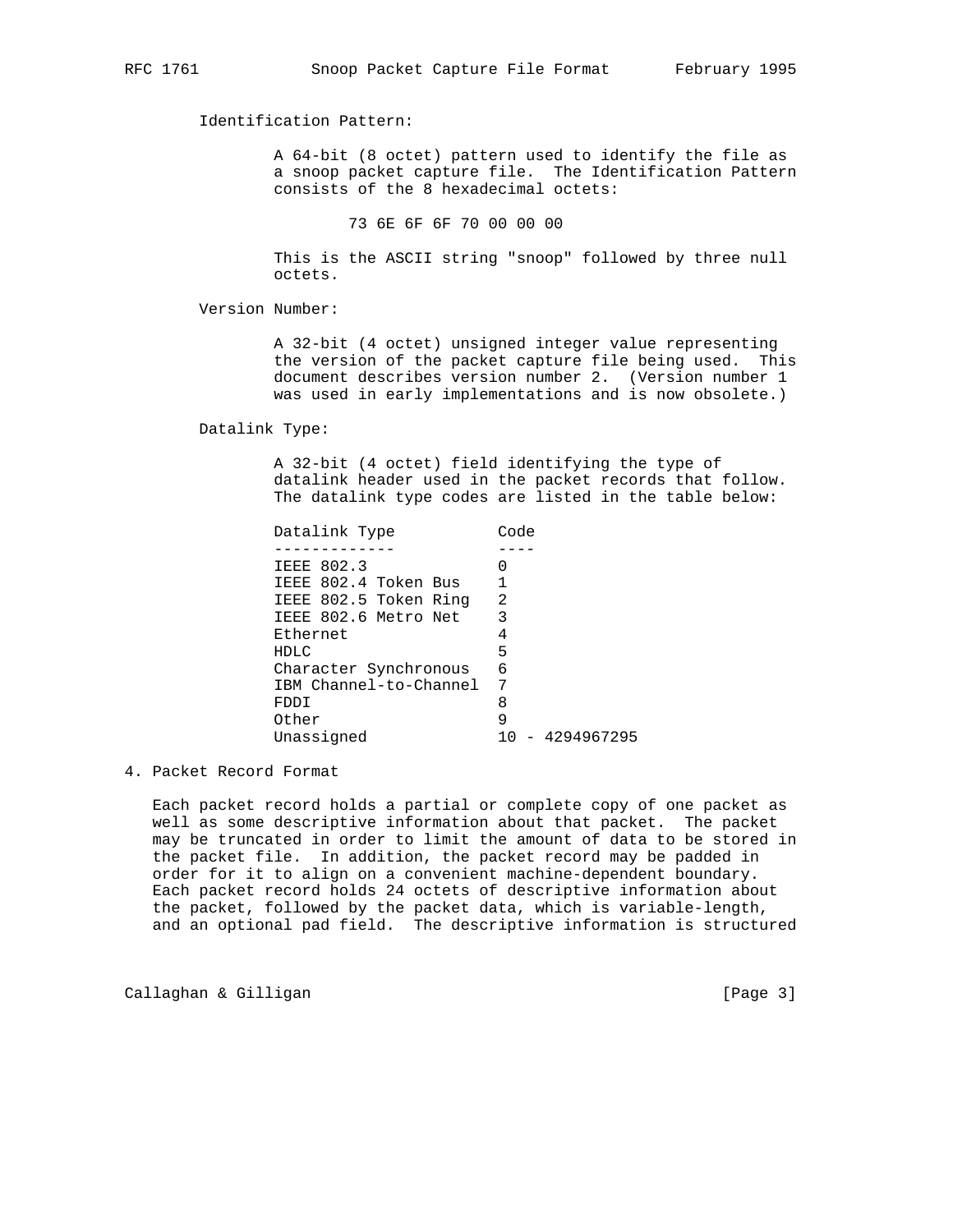Identification Pattern:

A 64-bit (8 octet) pattern used to identify the file as a snoop packet capture file. The Identification Pattern consists of the 8 hexadecimal octets:

```
73 6E 6F 6F 70 00 00 00
```

This is the ASCII string "snoop" followed by three null octets.

Version Number:

A 32-bit (4 octet) unsigned integer value representing the version of the packet capture file being used. This document describes version number 2. (Version number 1 was used in early implementations and is now obsolete.)

Datalink Type:

A 32-bit (4 octet) field identifying the type of datalink header used in the packet records that follow. The datalink type codes are listed in the table below:

| Datalink Type | Code |
| --- | --- |
| IEEE 802.3 | 0 |
| IEEE 802.4 Token Bus | 1 |
| IEEE 802.5 Token Ring | 2 |
| IEEE 802.6 Metro Net | 3 |
| Ethernet | 4 |
| HDLC | 5 |
| Character Synchronous | 6 |
| IBM Channel-to-Channel | 7 |
| FDDI | 8 |
| Other | 9 |
| Unassigned | 10 - 4294967295 |

## 4. Packet Record Format

Each packet record holds a partial or complete copy of one packet as well as some descriptive information about that packet. The packet may be truncated in order to limit the amount of data to be stored in the packet file. In addition, the packet record may be padded in order for it to align on a convenient machine-dependent boundary. Each packet record holds 24 octets of descriptive information about the packet, followed by the packet data, which is variable-length, and an optional pad field. The descriptive information is structured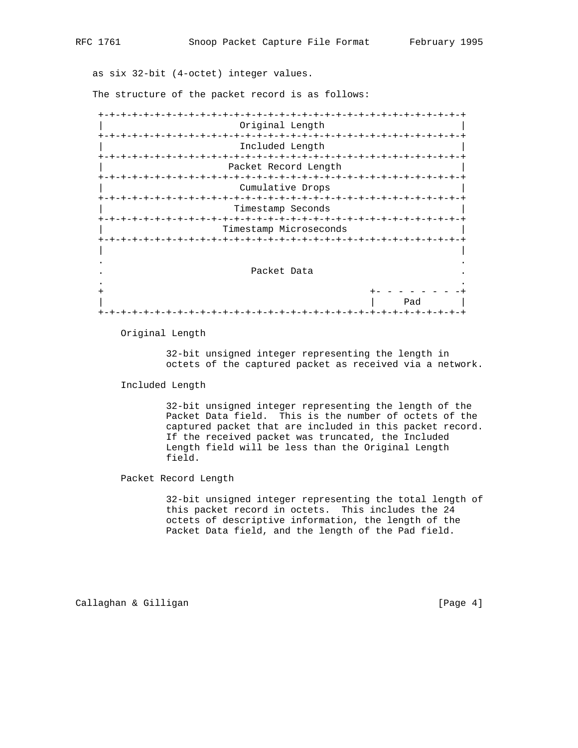as six 32-bit (4-octet) integer values.

The structure of the packet record is as follows:

```
+-+-+-+-+-+-+-+-+-+-+-+-+-+-+-+-+-+-+-+-+-+-+-+-+-+-+-+-+-+-+-+-+
|                       Original Length                         |
+-+-+-+-+-+-+-+-+-+-+-+-+-+-+-+-+-+-+-+-+-+-+-+-+-+-+-+-+-+-+-+-+
|                       Included Length                         |
+-+-+-+-+-+-+-+-+-+-+-+-+-+-+-+-+-+-+-+-+-+-+-+-+-+-+-+-+-+-+-+-+
|                      Packet Record Length                     |
+-+-+-+-+-+-+-+-+-+-+-+-+-+-+-+-+-+-+-+-+-+-+-+-+-+-+-+-+-+-+-+-+
|                       Cumulative Drops                        |
+-+-+-+-+-+-+-+-+-+-+-+-+-+-+-+-+-+-+-+-+-+-+-+-+-+-+-+-+-+-+-+-+
|                      Timestamp Seconds                        |
+-+-+-+-+-+-+-+-+-+-+-+-+-+-+-+-+-+-+-+-+-+-+-+-+-+-+-+-+-+-+-+-+
|                    Timestamp Microseconds                     |
+-+-+-+-+-+-+-+-+-+-+-+-+-+-+-+-+-+-+-+-+-+-+-+-+-+-+-+-+-+-+-+-+
|                                                               |
.                                                               .
.                         Packet Data                           .
.                                                               .
+                                               +- - - - - - - -+
|                                               |     Pad       |
+-+-+-+-+-+-+-+-+-+-+-+-+-+-+-+-+-+-+-+-+-+-+-+-+-+-+-+-+-+-+-+-+
```

Original Length

> 32-bit unsigned integer representing the length in octets of the captured packet as received via a network.

Included Length

> 32-bit unsigned integer representing the length of the Packet Data field. This is the number of octets of the captured packet that are included in this packet record. If the received packet was truncated, the Included Length field will be less than the Original Length field.

Packet Record Length

> 32-bit unsigned integer representing the total length of this packet record in octets. This includes the 24 octets of descriptive information, the length of the Packet Data field, and the length of the Pad field.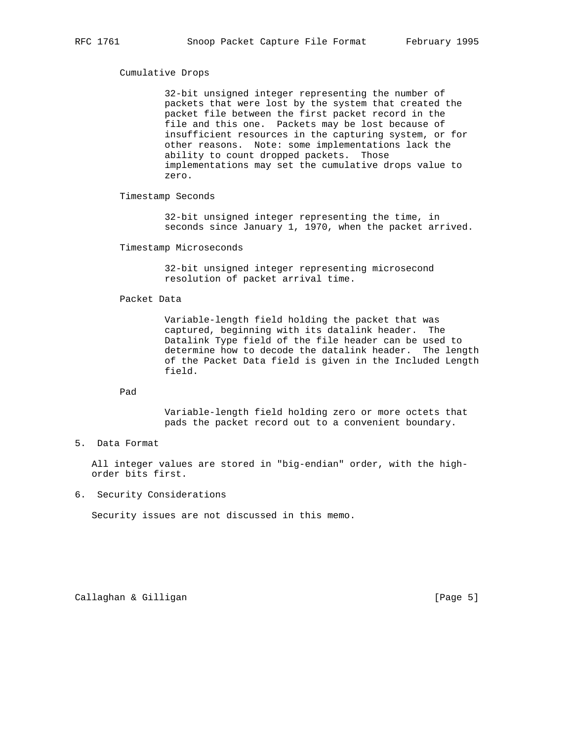Cumulative Drops

32-bit unsigned integer representing the number of packets that were lost by the system that created the packet file between the first packet record in the file and this one. Packets may be lost because of insufficient resources in the capturing system, or for other reasons. Note: some implementations lack the ability to count dropped packets. Those implementations may set the cumulative drops value to zero.

Timestamp Seconds

32-bit unsigned integer representing the time, in seconds since January 1, 1970, when the packet arrived.

Timestamp Microseconds

32-bit unsigned integer representing microsecond resolution of packet arrival time.

Packet Data

Variable-length field holding the packet that was captured, beginning with its datalink header. The Datalink Type field of the file header can be used to determine how to decode the datalink header. The length of the Packet Data field is given in the Included Length field.

Pad

Variable-length field holding zero or more octets that pads the packet record out to a convenient boundary.

## 5. Data Format

All integer values are stored in "big-endian" order, with the high-order bits first.

## 6. Security Considerations

Security issues are not discussed in this memo.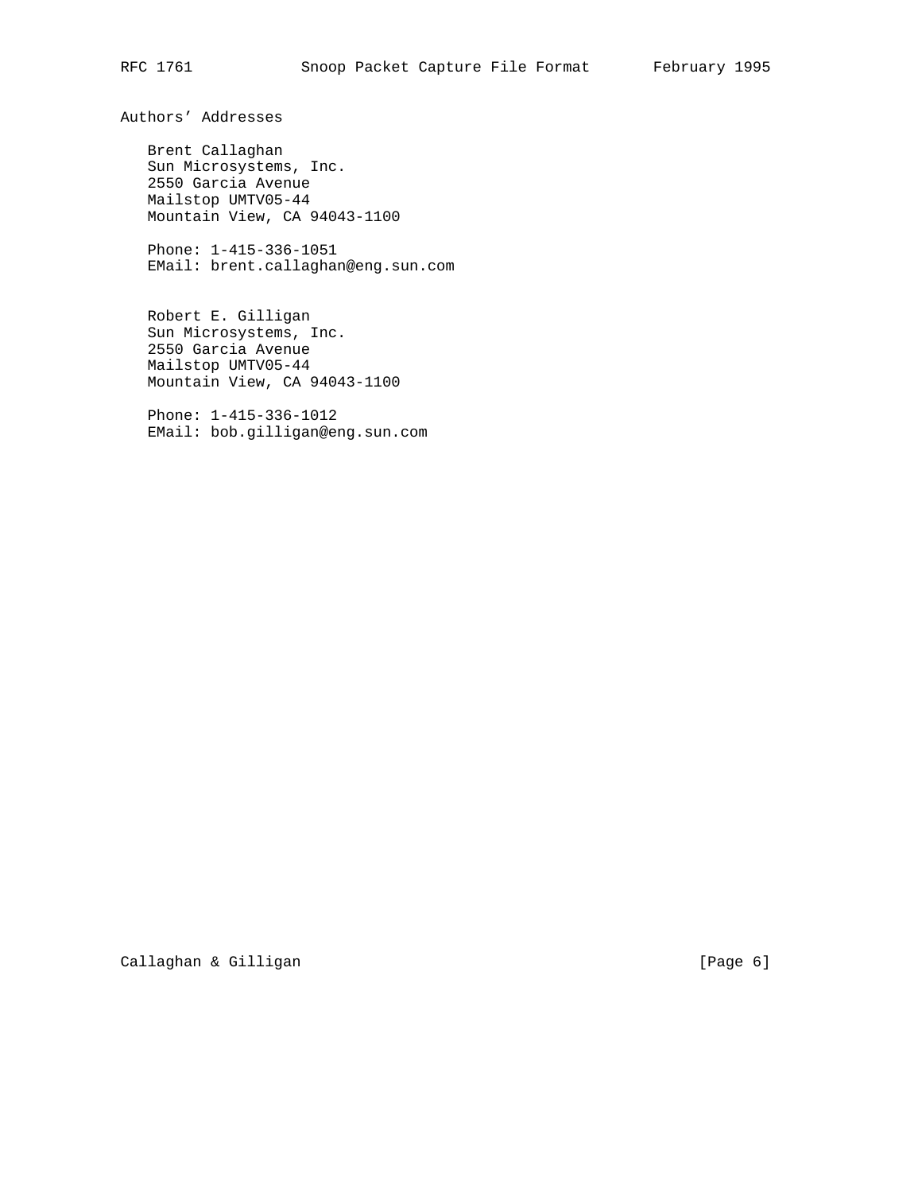## Authors' Addresses

Brent Callaghan
Sun Microsystems, Inc.
2550 Garcia Avenue
Mailstop UMTV05-44
Mountain View, CA 94043-1100

Phone: 1-415-336-1051
EMail: brent.callaghan@eng.sun.com

Robert E. Gilligan
Sun Microsystems, Inc.
2550 Garcia Avenue
Mailstop UMTV05-44
Mountain View, CA 94043-1100

Phone: 1-415-336-1012
EMail: bob.gilligan@eng.sun.com